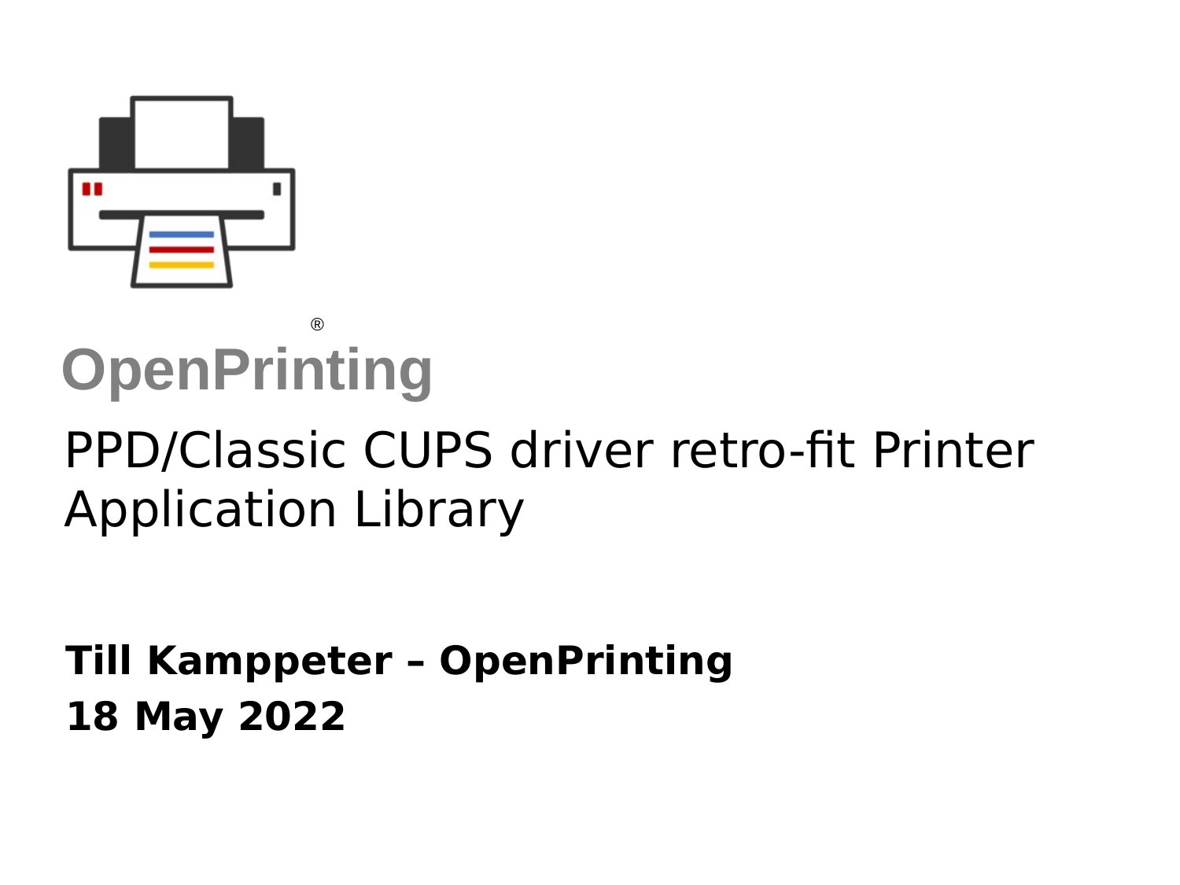OpenPrinting®

# PPD/Classic CUPS driver retro-fit Printer Application Library

**Till Kamppeter – OpenPrinting**
**18 May 2022**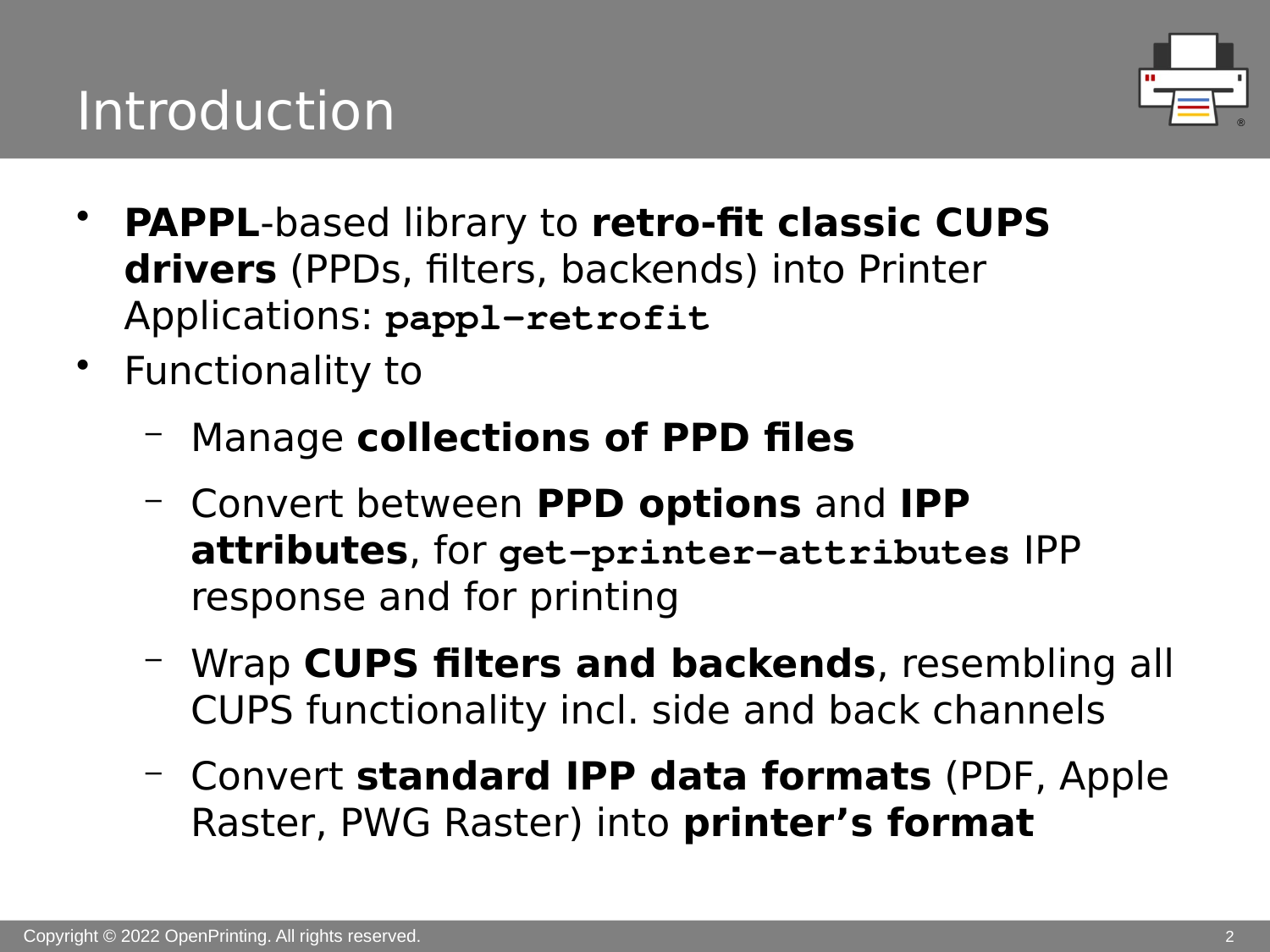# Introduction

- **PAPPL**-based library to **retro-fit classic CUPS drivers** (PPDs, filters, backends) into Printer Applications: **`pappl-retrofit`**
- Functionality to
  - Manage **collections of PPD files**
  - Convert between **PPD options** and **IPP attributes**, for **`get-printer-attributes`** IPP response and for printing
  - Wrap **CUPS filters and backends**, resembling all CUPS functionality incl. side and back channels
  - Convert **standard IPP data formats** (PDF, Apple Raster, PWG Raster) into **printer's format**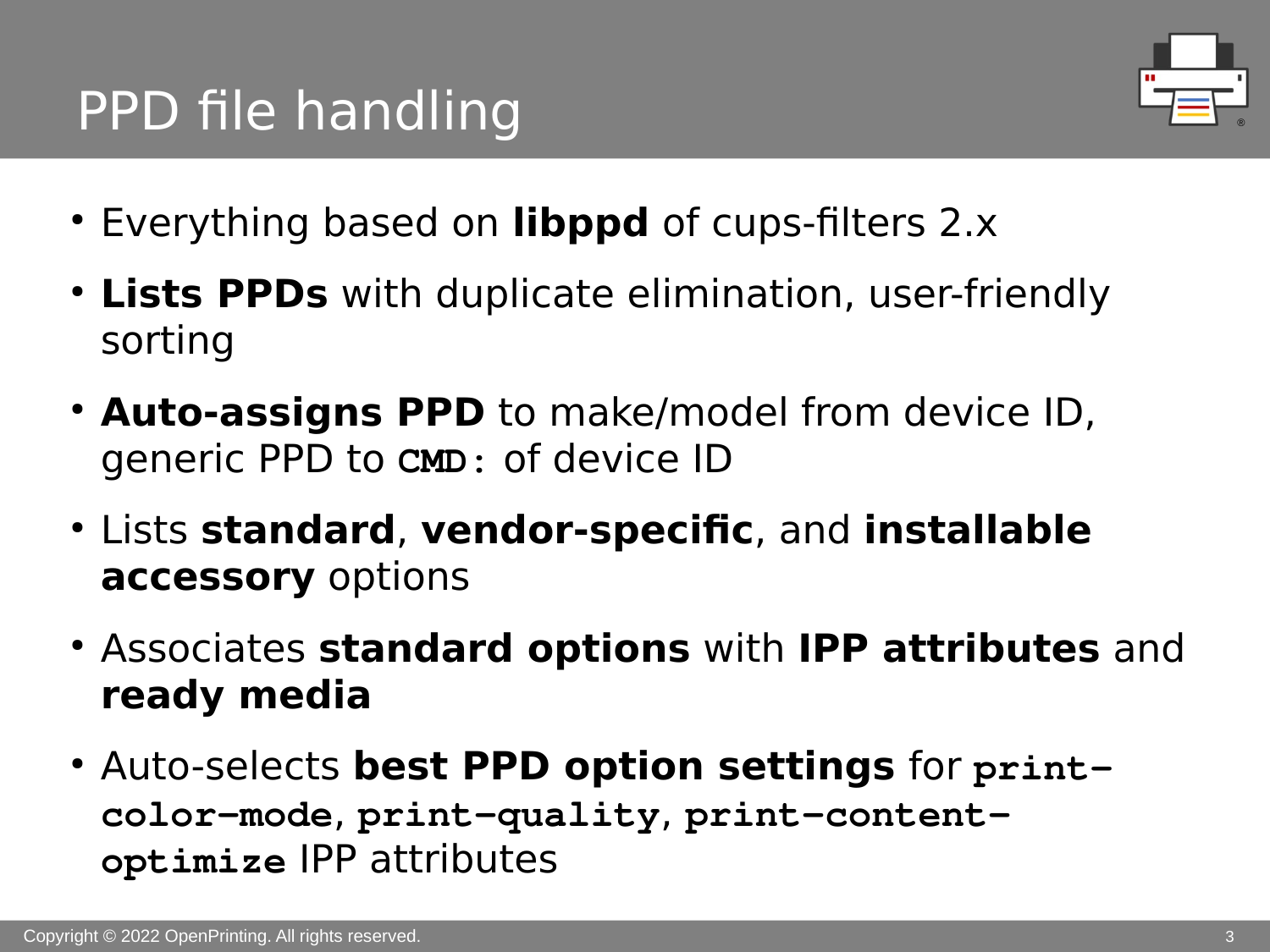# PPD file handling

- Everything based on **libppd** of cups-filters 2.x
- **Lists PPDs** with duplicate elimination, user-friendly sorting
- **Auto-assigns PPD** to make/model from device ID, generic PPD to **`CMD:`** of device ID
- Lists **standard**, **vendor-specific**, and **installable accessory** options
- Associates **standard options** with **IPP attributes** and **ready media**
- Auto-selects **best PPD option settings** for **`print-color-mode`**, **`print-quality`**, **`print-content-optimize`** IPP attributes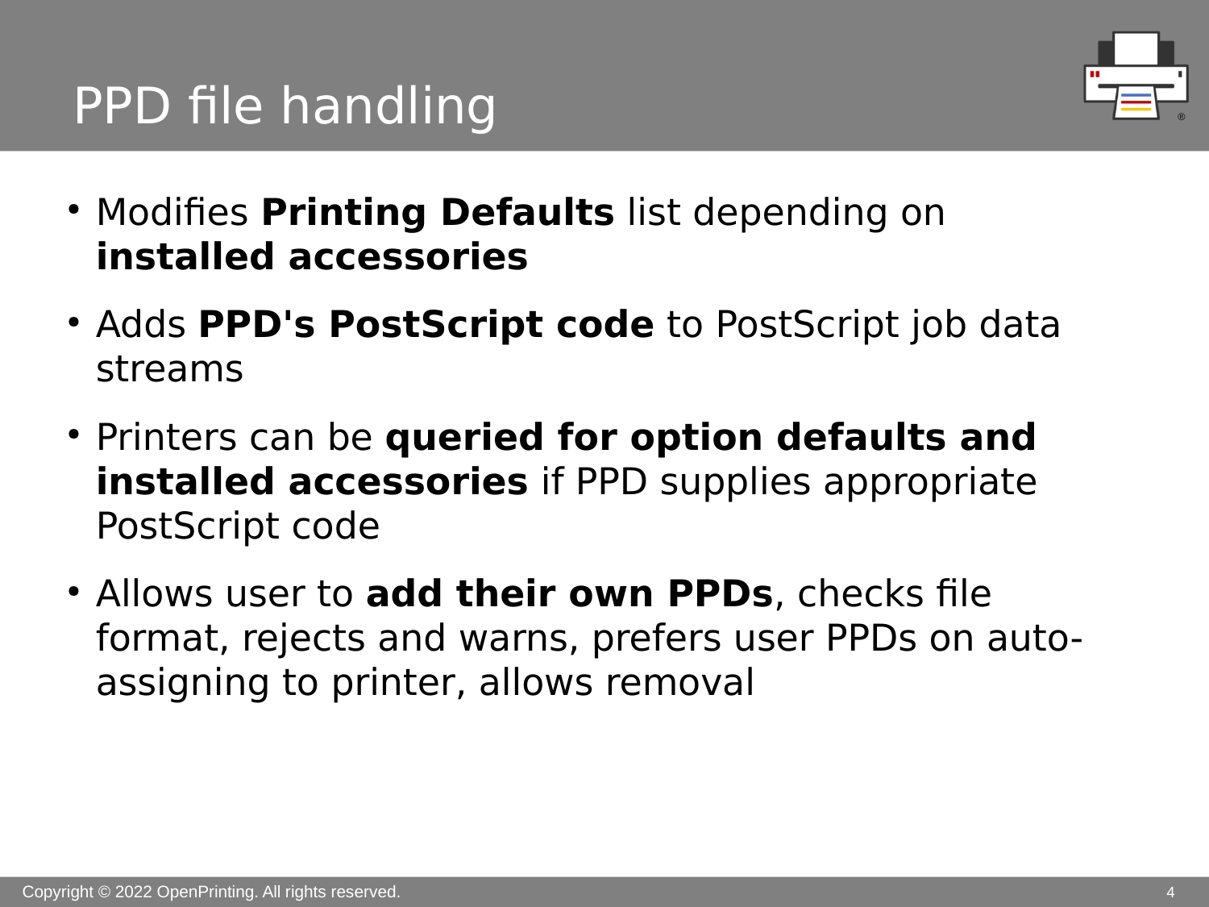# PPD file handling

- Modifies **Printing Defaults** list depending on **installed accessories**
- Adds **PPD's PostScript code** to PostScript job data streams
- Printers can be **queried for option defaults and installed accessories** if PPD supplies appropriate PostScript code
- Allows user to **add their own PPDs**, checks file format, rejects and warns, prefers user PPDs on auto-assigning to printer, allows removal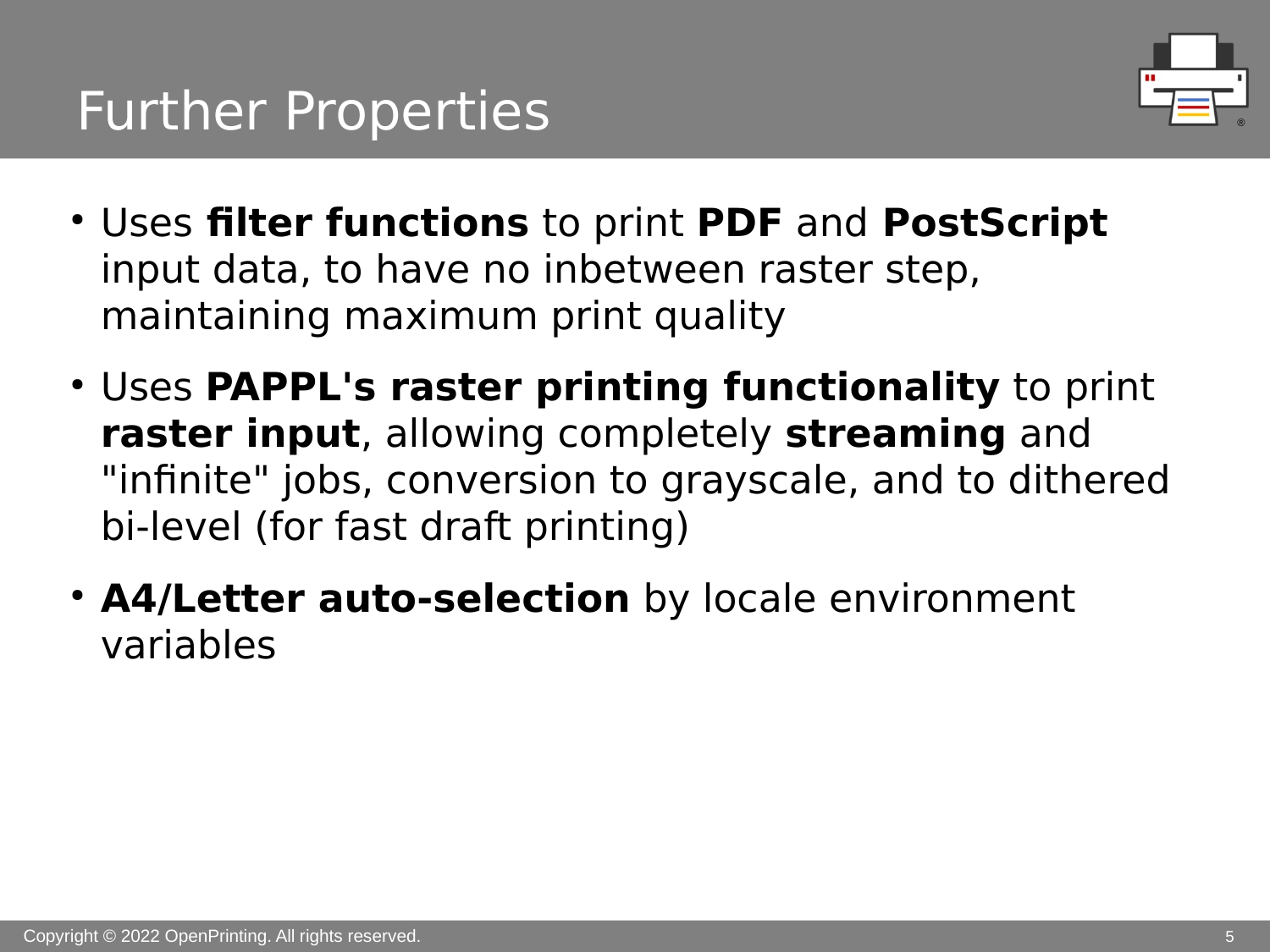# Further Properties

- Uses **filter functions** to print **PDF** and **PostScript** input data, to have no inbetween raster step, maintaining maximum print quality
- Uses **PAPPL's raster printing functionality** to print **raster input**, allowing completely **streaming** and "infinite" jobs, conversion to grayscale, and to dithered bi-level (for fast draft printing)
- **A4/Letter auto-selection** by locale environment variables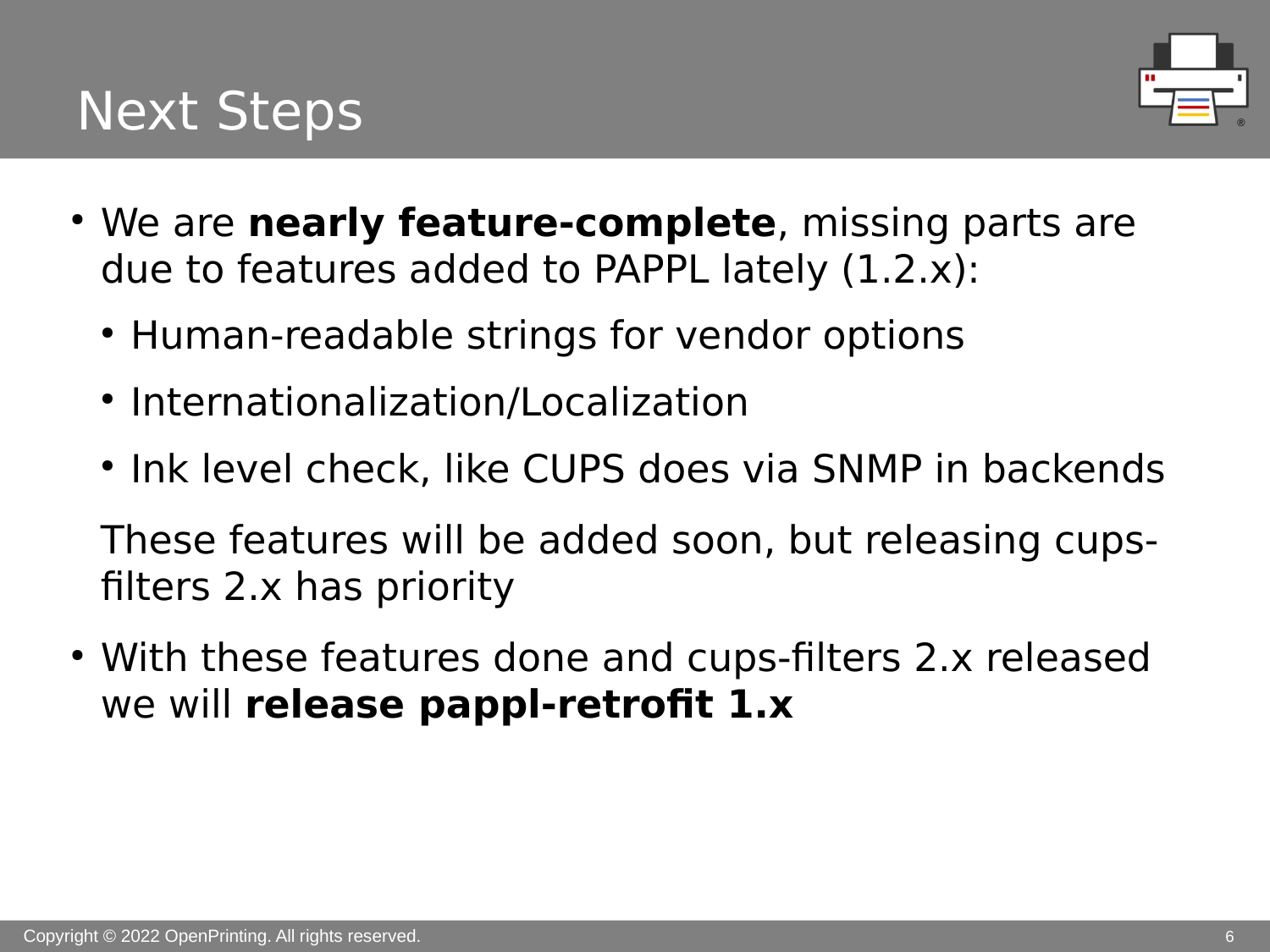# Next Steps

- We are **nearly feature-complete**, missing parts are due to features added to PAPPL lately (1.2.x):
  - Human-readable strings for vendor options
  - Internationalization/Localization
  - Ink level check, like CUPS does via SNMP in backends

  These features will be added soon, but releasing cups-filters 2.x has priority
- With these features done and cups-filters 2.x released we will **release pappl-retrofit 1.x**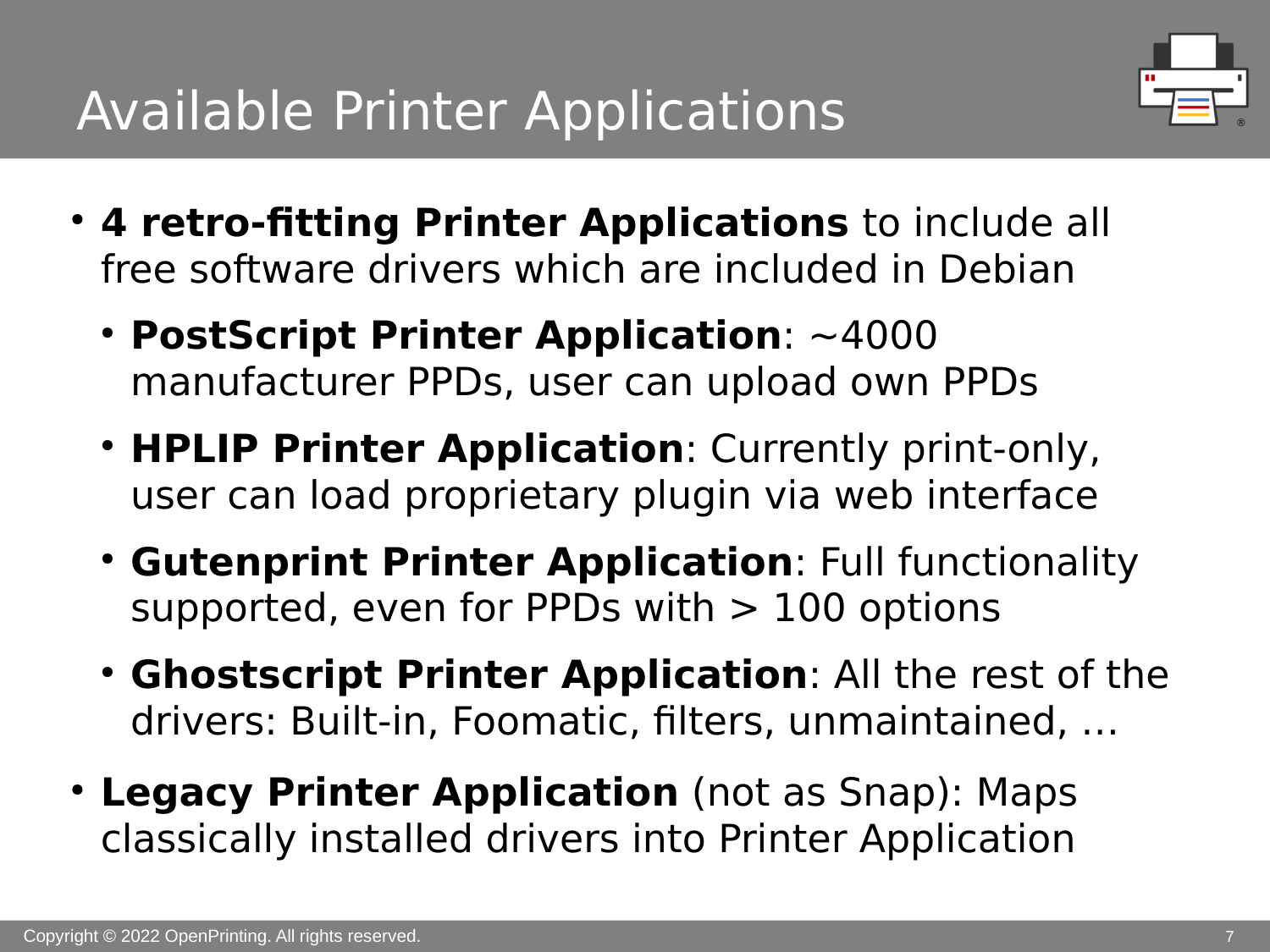# Available Printer Applications

- **4 retro-fitting Printer Applications** to include all free software drivers which are included in Debian
  - **PostScript Printer Application**: ~4000 manufacturer PPDs, user can upload own PPDs
  - **HPLIP Printer Application**: Currently print-only, user can load proprietary plugin via web interface
  - **Gutenprint Printer Application**: Full functionality supported, even for PPDs with > 100 options
  - **Ghostscript Printer Application**: All the rest of the drivers: Built-in, Foomatic, filters, unmaintained, …
- **Legacy Printer Application** (not as Snap): Maps classically installed drivers into Printer Application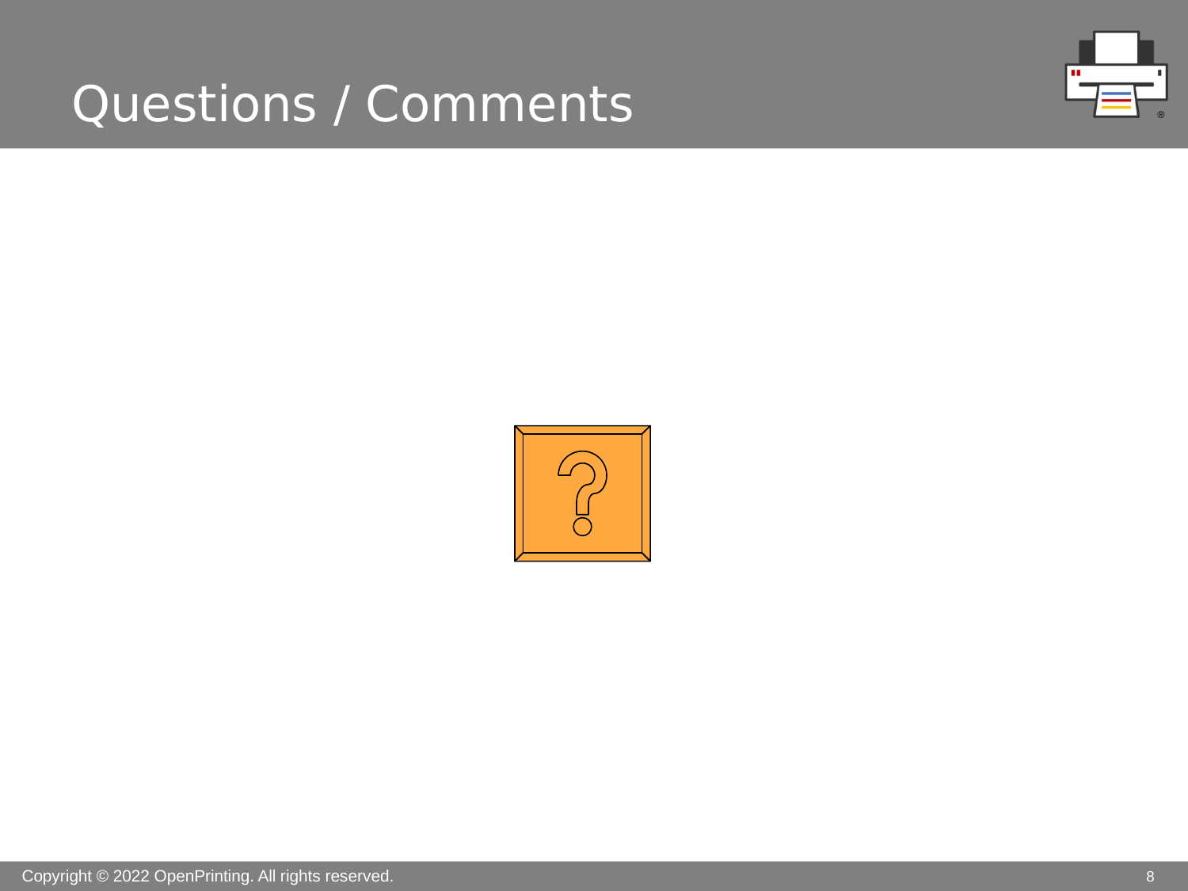# Questions / Comments